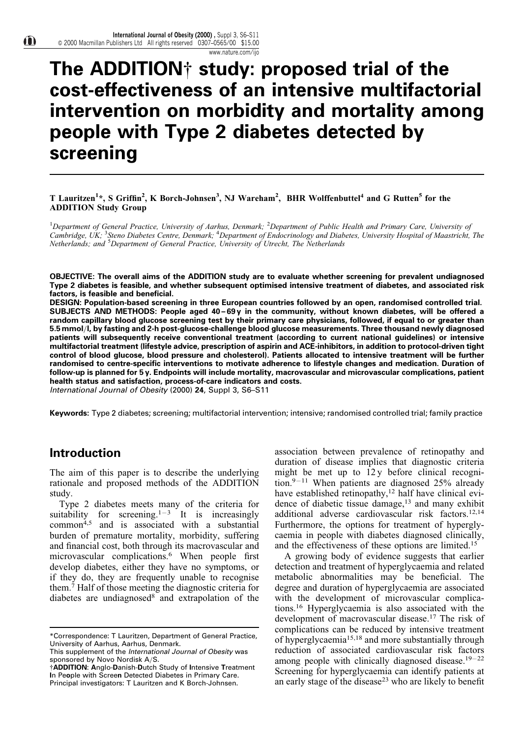# The ADDITION† study: proposed trial of the cost-effectiveness of an intensive multifactorial intervention on morbidity and mortality among people with Type 2 diabetes detected by screening

**T Lauritzen[1]*, S Griffin[2], K Borch-Johnsen[3], NJ Wareham[2], BHR Wolffenbuttel[4] and G Rutten[5] for the ADDITION Study Group**

[1]*Department of General Practice, University of Aarhus, Denmark;* [2]*Department of Public Health and Primary Care, University of Cambridge, UK;* [3]*Steno Diabetes Centre, Denmark;* [4]*Department of Endocrinology and Diabetes, University Hospital of Maastricht, The Netherlands; and* [5]*Department of General Practice, University of Utrecht, The Netherlands*

**OBJECTIVE: The overall aims of the ADDITION study are to evaluate whether screening for prevalent undiagnosed Type 2 diabetes is feasible, and whether subsequent optimised intensive treatment of diabetes, and associated risk factors, is feasible and beneficial.**

**DESIGN: Population-based screening in three European countries followed by an open, randomised controlled trial.**

**SUBJECTS AND METHODS: People aged 40–69 y in the community, without known diabetes, will be offered a random capillary blood glucose screening test by their primary care physicians, followed, if equal to or greater than 5.5 mmol/l, by fasting and 2-h post-glucose-challenge blood glucose measurements. Three thousand newly diagnosed patients will subsequently receive conventional treatment (according to current national guidelines) or intensive multifactorial treatment (lifestyle advice, prescription of aspirin and ACE-inhibitors, in addition to protocol-driven tight control of blood glucose, blood pressure and cholesterol). Patients allocated to intensive treatment will be further randomised to centre-specific interventions to motivate adherence to lifestyle changes and medication. Duration of follow-up is planned for 5 y. Endpoints will include mortality, macrovascular and microvascular complications, patient health status and satisfaction, process-of-care indicators and costs.**

*International Journal of Obesity* (2000) **24**, Suppl 3, S6–S11

**Keywords:** Type 2 diabetes; screening; multifactorial intervention; intensive; randomised controlled trial; family practice

## Introduction

The aim of this paper is to describe the underlying rationale and proposed methods of the ADDITION study.

Type 2 diabetes meets many of the criteria for suitability for screening.[1–3] It is increasingly common[4,5] and is associated with a substantial burden of premature mortality, morbidity, suffering and financial cost, both through its macrovascular and microvascular complications.[6] When people first develop diabetes, either they have no symptoms, or if they do, they are frequently unable to recognise them.[7] Half of those meeting the diagnostic criteria for diabetes are undiagnosed[8] and extrapolation of the association between prevalence of retinopathy and duration of disease implies that diagnostic criteria might be met up to 12 y before clinical recognition.[9–11] When patients are diagnosed 25% already have established retinopathy,[12] half have clinical evidence of diabetic tissue damage,[13] and many exhibit additional adverse cardiovascular risk factors.[12,14] Furthermore, the options for treatment of hyperglycaemia in people with diabetes diagnosed clinically, and the effectiveness of these options are limited.[15]

A growing body of evidence suggests that earlier detection and treatment of hyperglycaemia and related metabolic abnormalities may be beneficial. The degree and duration of hyperglycaemia are associated with the development of microvascular complications.[16] Hyperglycaemia is also associated with the development of macrovascular disease.[17] The risk of complications can be reduced by intensive treatment of hyperglycaemia[15,18] and more substantially through reduction of associated cardiovascular risk factors among people with clinically diagnosed disease.[19–22] Screening for hyperglycaemia can identify patients at an early stage of the disease[23] who are likely to benefit

*Correspondence: T Lauritzen, Department of General Practice, University of Aarhus, Aarhus, Denmark.
This supplement of the *International Journal of Obesity* was sponsored by Novo Nordisk A/S.
†**ADDITION**: **A**nglo-**D**anish-**D**utch Study of **I**ntensive **T**reatment **I**n Pe**o**ple with Scree**n** Detected Diabetes in Primary Care.
Principal investigators: T Lauritzen and K Borch-Johnsen.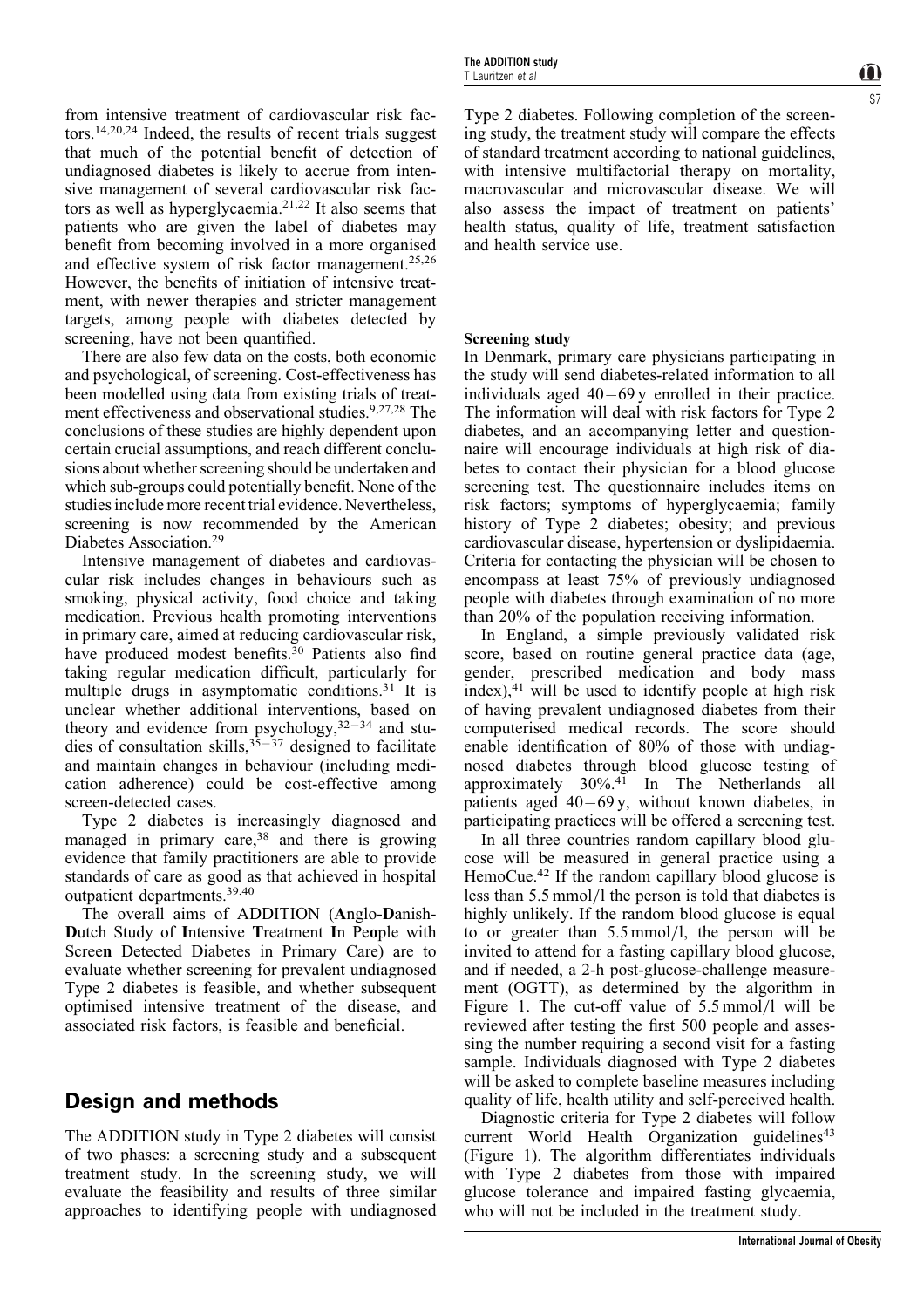from intensive treatment of cardiovascular risk factors.[14,20,24] Indeed, the results of recent trials suggest that much of the potential benefit of detection of undiagnosed diabetes is likely to accrue from intensive management of several cardiovascular risk factors as well as hyperglycaemia.[21,22] It also seems that patients who are given the label of diabetes may benefit from becoming involved in a more organised and effective system of risk factor management.[25,26] However, the benefits of initiation of intensive treatment, with newer therapies and stricter management targets, among people with diabetes detected by screening, have not been quantified.

There are also few data on the costs, both economic and psychological, of screening. Cost-effectiveness has been modelled using data from existing trials of treatment effectiveness and observational studies.[9,27,28] The conclusions of these studies are highly dependent upon certain crucial assumptions, and reach different conclusions about whether screening should be undertaken and which sub-groups could potentially benefit. None of the studies include more recent trial evidence. Nevertheless, screening is now recommended by the American Diabetes Association.[29]

Intensive management of diabetes and cardiovascular risk includes changes in behaviours such as smoking, physical activity, food choice and taking medication. Previous health promoting interventions in primary care, aimed at reducing cardiovascular risk, have produced modest benefits.[30] Patients also find taking regular medication difficult, particularly for multiple drugs in asymptomatic conditions.[31] It is unclear whether additional interventions, based on theory and evidence from psychology,[32–34] and studies of consultation skills,[35–37] designed to facilitate and maintain changes in behaviour (including medication adherence) could be cost-effective among screen-detected cases.

Type 2 diabetes is increasingly diagnosed and managed in primary care,[38] and there is growing evidence that family practitioners are able to provide standards of care as good as that achieved in hospital outpatient departments.[39,40]

The overall aims of ADDITION (**A**nglo-**D**anish-**D**utch Study of **I**ntensive **T**reatment **I**n Pe**o**ple with Scree**n** Detected Diabetes in Primary Care) are to evaluate whether screening for prevalent undiagnosed Type 2 diabetes is feasible, and whether subsequent optimised intensive treatment of the disease, and associated risk factors, is feasible and beneficial.

## Design and methods

The ADDITION study in Type 2 diabetes will consist of two phases: a screening study and a subsequent treatment study. In the screening study, we will evaluate the feasibility and results of three similar approaches to identifying people with undiagnosed Type 2 diabetes. Following completion of the screening study, the treatment study will compare the effects of standard treatment according to national guidelines, with intensive multifactorial therapy on mortality, macrovascular and microvascular disease. We will also assess the impact of treatment on patients' health status, quality of life, treatment satisfaction and health service use.

### Screening study

In Denmark, primary care physicians participating in the study will send diabetes-related information to all individuals aged 40–69 y enrolled in their practice. The information will deal with risk factors for Type 2 diabetes, and an accompanying letter and questionnaire will encourage individuals at high risk of diabetes to contact their physician for a blood glucose screening test. The questionnaire includes items on risk factors; symptoms of hyperglycaemia; family history of Type 2 diabetes; obesity; and previous cardiovascular disease, hypertension or dyslipidaemia. Criteria for contacting the physician will be chosen to encompass at least 75% of previously undiagnosed people with diabetes through examination of no more than 20% of the population receiving information.

In England, a simple previously validated risk score, based on routine general practice data (age, gender, prescribed medication and body mass index),[41] will be used to identify people at high risk of having prevalent undiagnosed diabetes from their computerised medical records. The score should enable identification of 80% of those with undiagnosed diabetes through blood glucose testing of approximately 30%.[41] In The Netherlands all patients aged 40–69 y, without known diabetes, in participating practices will be offered a screening test.

In all three countries random capillary blood glucose will be measured in general practice using a HemoCue.[42] If the random capillary blood glucose is less than 5.5 mmol/l the person is told that diabetes is highly unlikely. If the random blood glucose is equal to or greater than 5.5 mmol/l, the person will be invited to attend for a fasting capillary blood glucose, and if needed, a 2-h post-glucose-challenge measurement (OGTT), as determined by the algorithm in Figure 1. The cut-off value of 5.5 mmol/l will be reviewed after testing the first 500 people and assessing the number requiring a second visit for a fasting sample. Individuals diagnosed with Type 2 diabetes will be asked to complete baseline measures including quality of life, health utility and self-perceived health.

Diagnostic criteria for Type 2 diabetes will follow current World Health Organization guidelines[43] (Figure 1). The algorithm differentiates individuals with Type 2 diabetes from those with impaired glucose tolerance and impaired fasting glycaemia, who will not be included in the treatment study.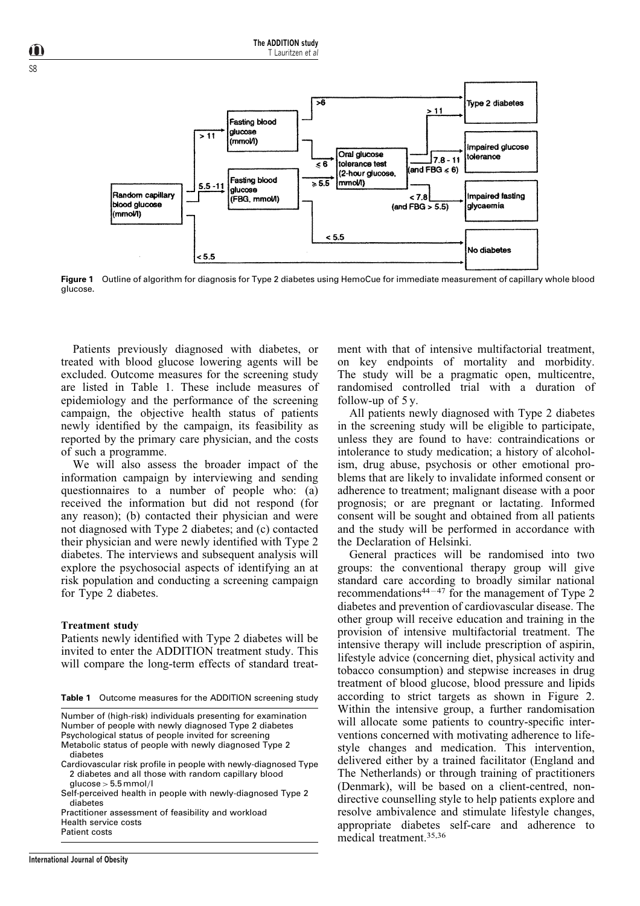**Figure 1** Outline of algorithm for diagnosis for Type 2 diabetes using HemoCue for immediate measurement of capillary whole blood glucose.

Patients previously diagnosed with diabetes, or treated with blood glucose lowering agents will be excluded. Outcome measures for the screening study are listed in Table 1. These include measures of epidemiology and the performance of the screening campaign, the objective health status of patients newly identified by the campaign, its feasibility as reported by the primary care physician, and the costs of such a programme.

We will also assess the broader impact of the information campaign by interviewing and sending questionnaires to a number of people who: (a) received the information but did not respond (for any reason); (b) contacted their physician and were not diagnosed with Type 2 diabetes; and (c) contacted their physician and were newly identified with Type 2 diabetes. The interviews and subsequent analysis will explore the psychosocial aspects of identifying an at risk population and conducting a screening campaign for Type 2 diabetes.

### Treatment study

Patients newly identified with Type 2 diabetes will be invited to enter the ADDITION treatment study. This will compare the long-term effects of standard treatment with that of intensive multifactorial treatment, on key endpoints of mortality and morbidity. The study will be a pragmatic open, multicentre, randomised controlled trial with a duration of follow-up of 5 y.

**Table 1** Outcome measures for the ADDITION screening study

| |
|---|
| Number of (high-risk) individuals presenting for examination |
| Number of people with newly diagnosed Type 2 diabetes |
| Psychological status of people invited for screening |
| Metabolic status of people with newly diagnosed Type 2 diabetes |
| Cardiovascular risk profile in people with newly-diagnosed Type 2 diabetes and all those with random capillary blood glucose > 5.5 mmol/l |
| Self-perceived health in people with newly-diagnosed Type 2 diabetes |
| Practitioner assessment of feasibility and workload |
| Health service costs |
| Patient costs |

All patients newly diagnosed with Type 2 diabetes in the screening study will be eligible to participate, unless they are found to have: contraindications or intolerance to study medication; a history of alcoholism, drug abuse, psychosis or other emotional problems that are likely to invalidate informed consent or adherence to treatment; malignant disease with a poor prognosis; or are pregnant or lactating. Informed consent will be sought and obtained from all patients and the study will be performed in accordance with the Declaration of Helsinki.

General practices will be randomised into two groups: the conventional therapy group will give standard care according to broadly similar national recommendations[44–47] for the management of Type 2 diabetes and prevention of cardiovascular disease. The other group will receive education and training in the provision of intensive multifactorial treatment. The intensive therapy will include prescription of aspirin, lifestyle advice (concerning diet, physical activity and tobacco consumption) and stepwise increases in drug treatment of blood glucose, blood pressure and lipids according to strict targets as shown in Figure 2. Within the intensive group, a further randomisation will allocate some patients to country-specific interventions concerned with motivating adherence to lifestyle changes and medication. This intervention, delivered either by a trained facilitator (England and The Netherlands) or through training of practitioners (Denmark), will be based on a client-centred, non-directive counselling style to help patients explore and resolve ambivalence and stimulate lifestyle changes, appropriate diabetes self-care and adherence to medical treatment.[35,36]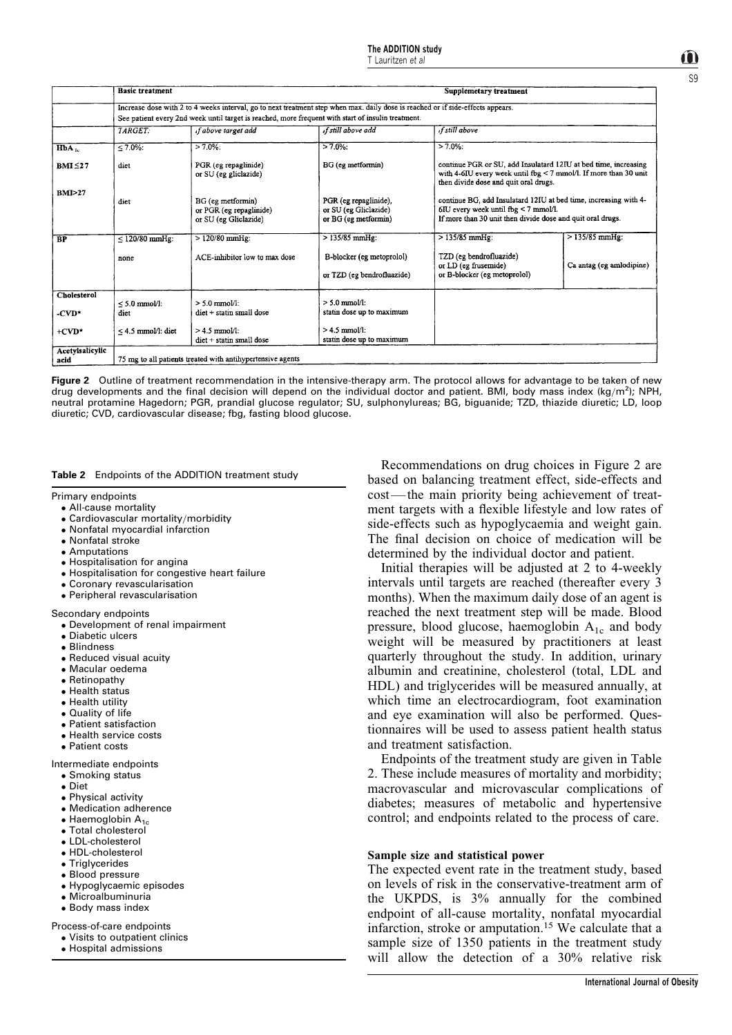| | Basic treatment | | | Supplemetary treatment | |
|---|---|---|---|---|---|
| | Increase dose with 2 to 4 weeks interval, go to next treatment step when max. daily dose is reached or if side-effects appears. See patient every 2nd week until target is reached, more frequent with start of insulin treatment. | | | | |
| | TARGET: | if above target add | if still above add | if still above | |
| $HbA_{1c}$ | ≤ 7.0%: | > 7.0%: | > 7.0%: | > 7.0%: | |
| BMI ≤27 | diet | PGR (eg repaglinide) or SU (eg gliclazide) | BG (eg metformin) | continue PGR or SU, add Insulatard 12IU at bed time, increasing with 4-6IU every week until fbg < 7 mmol/l. If more than 30 unit then divide dose and quit oral drugs. | |
| BMI>27 | diet | BG (eg metformin) or PGR (eg repaglinide) or SU (eg Gliclazide) | PGR (eg repaglinide), or SU (eg Gliclazide) or BG (eg metformin) | continue BG, add Insulatard 12IU at bed time, increasing with 4-6IU every week until fbg < 7 mmol/l. If more than 30 unit then divide dose and quit oral drugs. | |
| BP | ≤ 120/80 mmHg: | > 120/80 mmHg: | > 135/85 mmHg: | > 135/85 mmHg: | > 135/85 mmHg: |
| | none | ACE-inhibitor low to max dose | B-blocker (eg metoprolol) or TZD (eg bendrofluazide) | TZD (eg bendrofluazide) or LD (eg frusemide) or B-blocker (eg metoprolol) | Ca antag (eg amlodipine) |
| Cholesterol | | | | | |
| -CVD* | ≤ 5.0 mmol/l: diet | > 5.0 mmol/l: diet + statin small dose | > 5.0 mmol/l: statin dose up to maximum | | |
| +CVD* | ≤ 4.5 mmol/l: diet | > 4.5 mmol/l: diet + statin small dose | > 4.5 mmol/l: statin dose up to maximum | | |
| Acetylsalicylic acid | 75 mg to all patients treated with antihypertensive agents | | | | |

**Figure 2** Outline of treatment recommendation in the intensive-therapy arm. The protocol allows for advantage to be taken of new drug developments and the final decision will depend on the individual doctor and patient. BMI, body mass index (kg/m$^2$); NPH, neutral protamine Hagedorn; PGR, prandial glucose regulator; SU, sulphonylureas; BG, biguanide; TZD, thiazide diuretic; LD, loop diuretic; CVD, cardiovascular disease; fbg, fasting blood glucose.

**Table 2** Endpoints of the ADDITION treatment study

Primary endpoints
- All-cause mortality
- Cardiovascular mortality/morbidity
- Nonfatal myocardial infarction
- Nonfatal stroke
- Amputations
- Hospitalisation for angina
- Hospitalisation for congestive heart failure
- Coronary revascularisation
- Peripheral revascularisation

Secondary endpoints
- Development of renal impairment
- Diabetic ulcers
- Blindness
- Reduced visual acuity
- Macular oedema
- Retinopathy
- Health status
- Health utility
- Quality of life
- Patient satisfaction
- Health service costs
- Patient costs

Intermediate endpoints
- Smoking status
- Diet
- Physical activity
- Medication adherence
- Haemoglobin $A_{1c}$
- Total cholesterol
- LDL-cholesterol
- HDL-cholesterol
- Triglycerides
- Blood pressure
- Hypoglycaemic episodes
- Microalbuminuria
- Body mass index

Process-of-care endpoints
- Visits to outpatient clinics
- Hospital admissions

Recommendations on drug choices in Figure 2 are based on balancing treatment effect, side-effects and cost—the main priority being achievement of treatment targets with a flexible lifestyle and low rates of side-effects such as hypoglycaemia and weight gain. The final decision on choice of medication will be determined by the individual doctor and patient.

Initial therapies will be adjusted at 2 to 4-weekly intervals until targets are reached (thereafter every 3 months). When the maximum daily dose of an agent is reached the next treatment step will be made. Blood pressure, blood glucose, haemoglobin $A_{1c}$ and body weight will be measured by practitioners at least quarterly throughout the study. In addition, urinary albumin and creatinine, cholesterol (total, LDL and HDL) and triglycerides will be measured annually, at which time an electrocardiogram, foot examination and eye examination will also be performed. Questionnaires will be used to assess patient health status and treatment satisfaction.

Endpoints of the treatment study are given in Table 2. These include measures of mortality and morbidity; macrovascular and microvascular complications of diabetes; measures of metabolic and hypertensive control; and endpoints related to the process of care.

### Sample size and statistical power

The expected event rate in the treatment study, based on levels of risk in the conservative-treatment arm of the UKPDS, is 3% annually for the combined endpoint of all-cause mortality, nonfatal myocardial infarction, stroke or amputation.[15] We calculate that a sample size of 1350 patients in the treatment study will allow the detection of a 30% relative risk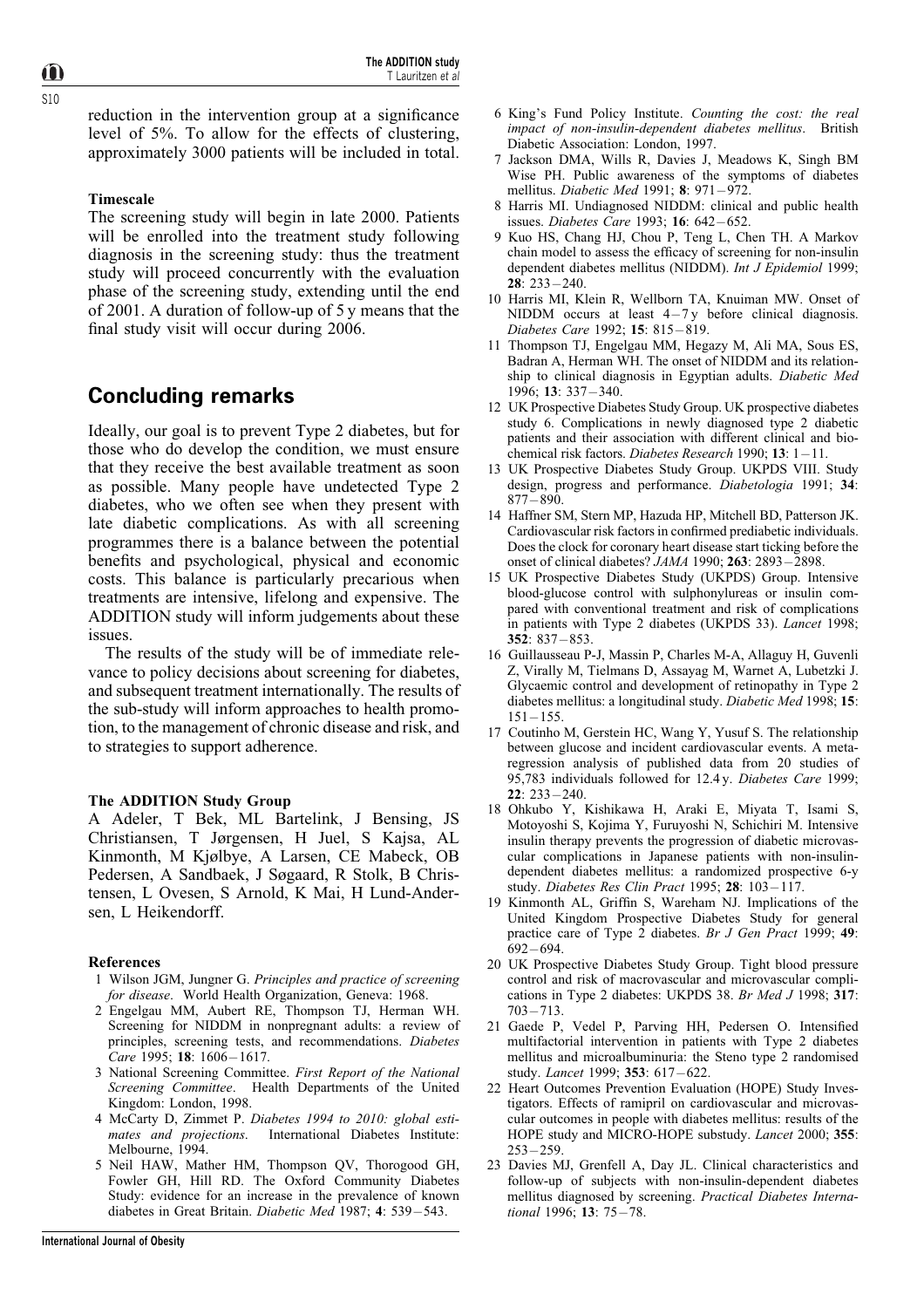reduction in the intervention group at a significance level of 5%. To allow for the effects of clustering, approximately 3000 patients will be included in total.

#### Timescale

The screening study will begin in late 2000. Patients will be enrolled into the treatment study following diagnosis in the screening study: thus the treatment study will proceed concurrently with the evaluation phase of the screening study, extending until the end of 2001. A duration of follow-up of 5 y means that the final study visit will occur during 2006.

## Concluding remarks

Ideally, our goal is to prevent Type 2 diabetes, but for those who do develop the condition, we must ensure that they receive the best available treatment as soon as possible. Many people have undetected Type 2 diabetes, who we often see when they present with late diabetic complications. As with all screening programmes there is a balance between the potential benefits and psychological, physical and economic costs. This balance is particularly precarious when treatments are intensive, lifelong and expensive. The ADDITION study will inform judgements about these issues.

The results of the study will be of immediate relevance to policy decisions about screening for diabetes, and subsequent treatment internationally. The results of the sub-study will inform approaches to health promotion, to the management of chronic disease and risk, and to strategies to support adherence.

#### The ADDITION Study Group

A Adeler, T Bek, ML Bartelink, J Bensing, JS Christiansen, T Jørgensen, H Juel, S Kajsa, AL Kinmonth, M Kjølbye, A Larsen, CE Mabeck, OB Pedersen, A Sandbaek, J Søgaard, R Stolk, B Christensen, L Ovesen, S Arnold, K Mai, H Lund-Andersen, L Heikendorff.

#### References

1 Wilson JGM, Jungner G. *Principles and practice of screening for disease*. World Health Organization, Geneva: 1968.
2 Engelgau MM, Aubert RE, Thompson TJ, Herman WH. Screening for NIDDM in nonpregnant adults: a review of principles, screening tests, and recommendations. *Diabetes Care* 1995; **18**: 1606–1617.
3 National Screening Committee. *First Report of the National Screening Committee*. Health Departments of the United Kingdom: London, 1998.
4 McCarty D, Zimmet P. *Diabetes 1994 to 2010: global estimates and projections*. International Diabetes Institute: Melbourne, 1994.
5 Neil HAW, Mather HM, Thompson QV, Thorogood GH, Fowler GH, Hill RD. The Oxford Community Diabetes Study: evidence for an increase in the prevalence of known diabetes in Great Britain. *Diabetic Med* 1987; **4**: 539–543.
6 King's Fund Policy Institute. *Counting the cost: the real impact of non-insulin-dependent diabetes mellitus*. British Diabetic Association: London, 1997.
7 Jackson DMA, Wills R, Davies J, Meadows K, Singh BM Wise PH. Public awareness of the symptoms of diabetes mellitus. *Diabetic Med* 1991; **8**: 971–972.
8 Harris MI. Undiagnosed NIDDM: clinical and public health issues. *Diabetes Care* 1993; **16**: 642–652.
9 Kuo HS, Chang HJ, Chou P, Teng L, Chen TH. A Markov chain model to assess the efficacy of screening for non-insulin dependent diabetes mellitus (NIDDM). *Int J Epidemiol* 1999; **28**: 233–240.
10 Harris MI, Klein R, Wellborn TA, Knuiman MW. Onset of NIDDM occurs at least 4–7 y before clinical diagnosis. *Diabetes Care* 1992; **15**: 815–819.
11 Thompson TJ, Engelgau MM, Hegazy M, Ali MA, Sous ES, Badran A, Herman WH. The onset of NIDDM and its relationship to clinical diagnosis in Egyptian adults. *Diabetic Med* 1996; **13**: 337–340.
12 UK Prospective Diabetes Study Group. UK prospective diabetes study 6. Complications in newly diagnosed type 2 diabetic patients and their association with different clinical and biochemical risk factors. *Diabetes Research* 1990; **13**: 1–11.
13 UK Prospective Diabetes Study Group. UKPDS VIII. Study design, progress and performance. *Diabetologia* 1991; **34**: 877–890.
14 Haffner SM, Stern MP, Hazuda HP, Mitchell BD, Patterson JK. Cardiovascular risk factors in confirmed prediabetic individuals. Does the clock for coronary heart disease start ticking before the onset of clinical diabetes? *JAMA* 1990; **263**: 2893–2898.
15 UK Prospective Diabetes Study (UKPDS) Group. Intensive blood-glucose control with sulphonylureas or insulin compared with conventional treatment and risk of complications in patients with Type 2 diabetes (UKPDS 33). *Lancet* 1998; **352**: 837–853.
16 Guillausseau P-J, Massin P, Charles M-A, Allaguy H, Guvenli Z, Virally M, Tielmans D, Assayag M, Warnet A, Lubetzki J. Glycaemic control and development of retinopathy in Type 2 diabetes mellitus: a longitudinal study. *Diabetic Med* 1998; **15**: 151–155.
17 Coutinho M, Gerstein HC, Wang Y, Yusuf S. The relationship between glucose and incident cardiovascular events. A metaregression analysis of published data from 20 studies of 95,783 individuals followed for 12.4 y. *Diabetes Care* 1999; **22**: 233–240.
18 Ohkubo Y, Kishikawa H, Araki E, Miyata T, Isami S, Motoyoshi S, Kojima Y, Furuyoshi N, Schichiri M. Intensive insulin therapy prevents the progression of diabetic microvascular complications in Japanese patients with non-insulin-dependent diabetes mellitus: a randomized prospective 6-y study. *Diabetes Res Clin Pract* 1995; **28**: 103–117.
19 Kinmonth AL, Griffin S, Wareham NJ. Implications of the United Kingdom Prospective Diabetes Study for general practice care of Type 2 diabetes. *Br J Gen Pract* 1999; **49**: 692–694.
20 UK Prospective Diabetes Study Group. Tight blood pressure control and risk of macrovascular and microvascular complications in Type 2 diabetes: UKPDS 38. *Br Med J* 1998; **317**: 703–713.
21 Gaede P, Vedel P, Parving HH, Pedersen O. Intensified multifactorial intervention in patients with Type 2 diabetes mellitus and microalbuminuria: the Steno type 2 randomised study. *Lancet* 1999; **353**: 617–622.
22 Heart Outcomes Prevention Evaluation (HOPE) Study Investigators. Effects of ramipril on cardiovascular and microvascular outcomes in people with diabetes mellitus: results of the HOPE study and MICRO-HOPE substudy. *Lancet* 2000; **355**: 253–259.
23 Davies MJ, Grenfell A, Day JL. Clinical characteristics and follow-up of subjects with non-insulin-dependent diabetes mellitus diagnosed by screening. *Practical Diabetes International* 1996; **13**: 75–78.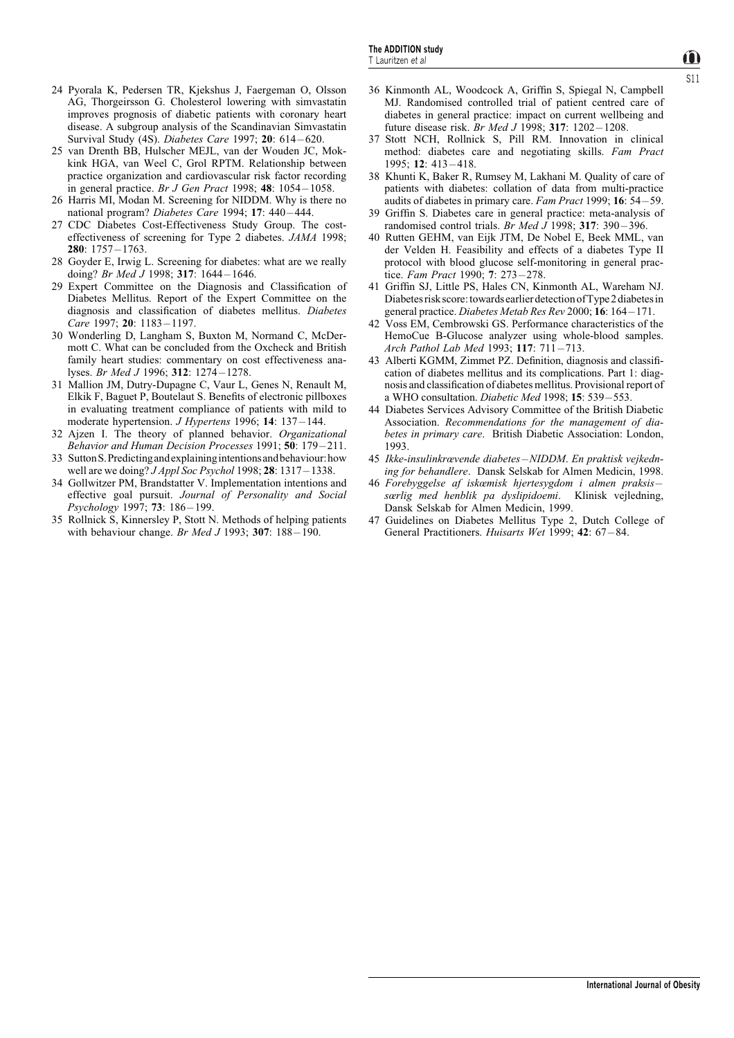24 Pyorala K, Pedersen TR, Kjekshus J, Faergeman O, Olsson AG, Thorgeirsson G. Cholesterol lowering with simvastatin improves prognosis of diabetic patients with coronary heart disease. A subgroup analysis of the Scandinavian Simvastatin Survival Study (4S). *Diabetes Care* 1997; **20**: 614–620.

25 van Drenth BB, Hulscher MEJL, van der Wouden JC, Mokkink HGA, van Weel C, Grol RPTM. Relationship between practice organization and cardiovascular risk factor recording in general practice. *Br J Gen Pract* 1998; **48**: 1054–1058.

26 Harris MI, Modan M. Screening for NIDDM. Why is there no national program? *Diabetes Care* 1994; **17**: 440–444.

27 CDC Diabetes Cost-Effectiveness Study Group. The cost-effectiveness of screening for Type 2 diabetes. *JAMA* 1998; **280**: 1757–1763.

28 Goyder E, Irwig L. Screening for diabetes: what are we really doing? *Br Med J* 1998; **317**: 1644–1646.

29 Expert Committee on the Diagnosis and Classification of Diabetes Mellitus. Report of the Expert Committee on the diagnosis and classification of diabetes mellitus. *Diabetes Care* 1997; **20**: 1183–1197.

30 Wonderling D, Langham S, Buxton M, Normand C, McDermott C. What can be concluded from the Oxcheck and British family heart studies: commentary on cost effectiveness analyses. *Br Med J* 1996; **312**: 1274–1278.

31 Mallion JM, Dutry-Dupagne C, Vaur L, Genes N, Renault M, Elkik F, Baguet P, Boutelaut S. Benefits of electronic pillboxes in evaluating treatment compliance of patients with mild to moderate hypertension. *J Hypertens* 1996; **14**: 137–144.

32 Ajzen I. The theory of planned behavior. *Organizational Behavior and Human Decision Processes* 1991; **50**: 179–211.

33 Sutton S. Predicting and explaining intentions and behaviour: how well are we doing? *J Appl Soc Psychol* 1998; **28**: 1317–1338.

34 Gollwitzer PM, Brandstatter V. Implementation intentions and effective goal pursuit. *Journal of Personality and Social Psychology* 1997; **73**: 186–199.

35 Rollnick S, Kinnersley P, Stott N. Methods of helping patients with behaviour change. *Br Med J* 1993; **307**: 188–190.

36 Kinmonth AL, Woodcock A, Griffin S, Spiegal N, Campbell MJ. Randomised controlled trial of patient centred care of diabetes in general practice: impact on current wellbeing and future disease risk. *Br Med J* 1998; **317**: 1202–1208.

37 Stott NCH, Rollnick S, Pill RM. Innovation in clinical method: diabetes care and negotiating skills. *Fam Pract* 1995; **12**: 413–418.

38 Khunti K, Baker R, Rumsey M, Lakhani M. Quality of care of patients with diabetes: collation of data from multi-practice audits of diabetes in primary care. *Fam Pract* 1999; **16**: 54–59.

39 Griffin S. Diabetes care in general practice: meta-analysis of randomised control trials. *Br Med J* 1998; **317**: 390–396.

40 Rutten GEHM, van Eijk JTM, De Nobel E, Beek MML, van der Velden H. Feasibility and effects of a diabetes Type II protocol with blood glucose self-monitoring in general practice. *Fam Pract* 1990; **7**: 273–278.

41 Griffin SJ, Little PS, Hales CN, Kinmonth AL, Wareham NJ. Diabetes risk score: towards earlier detection of Type 2 diabetes in general practice. *Diabetes Metab Res Rev* 2000; **16**: 164–171.

42 Voss EM, Cembrowski GS. Performance characteristics of the HemoCue B-Glucose analyzer using whole-blood samples. *Arch Pathol Lab Med* 1993; **117**: 711–713.

43 Alberti KGMM, Zimmet PZ. Definition, diagnosis and classification of diabetes mellitus and its complications. Part 1: diagnosis and classification of diabetes mellitus. Provisional report of a WHO consultation. *Diabetic Med* 1998; **15**: 539–553.

44 Diabetes Services Advisory Committee of the British Diabetic Association. *Recommendations for the management of diabetes in primary care*. British Diabetic Association: London, 1993.

45 *Ikke-insulinkrævende diabetes–NIDDM. En praktisk vejkedning for behandlere*. Dansk Selskab for Almen Medicin, 1998.

46 *Forebyggelse af iskæmisk hjertesygdom i almen praksis–særlig med henblik pa dyslipidoemi*. Klinisk vejledning, Dansk Selskab for Almen Medicin, 1999.

47 Guidelines on Diabetes Mellitus Type 2, Dutch College of General Practitioners. *Huisarts Wet* 1999; **42**: 67–84.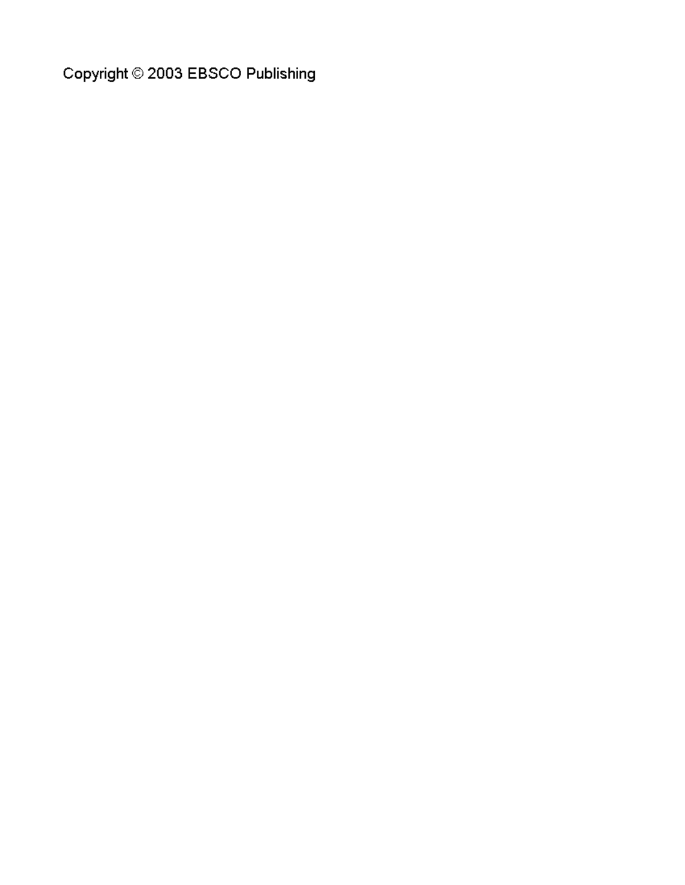Copyright © 2003 EBSCO Publishing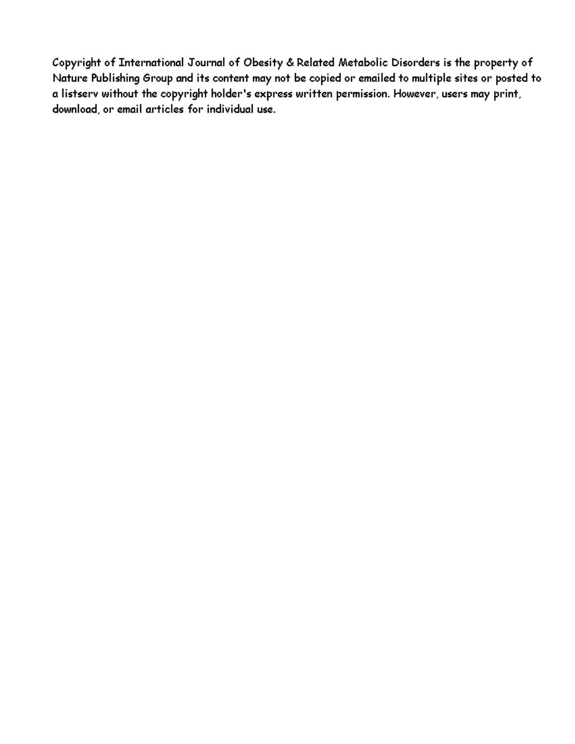Copyright of International Journal of Obesity & Related Metabolic Disorders is the property of Nature Publishing Group and its content may not be copied or emailed to multiple sites or posted to a listserv without the copyright holder's express written permission. However, users may print, download, or email articles for individual use.